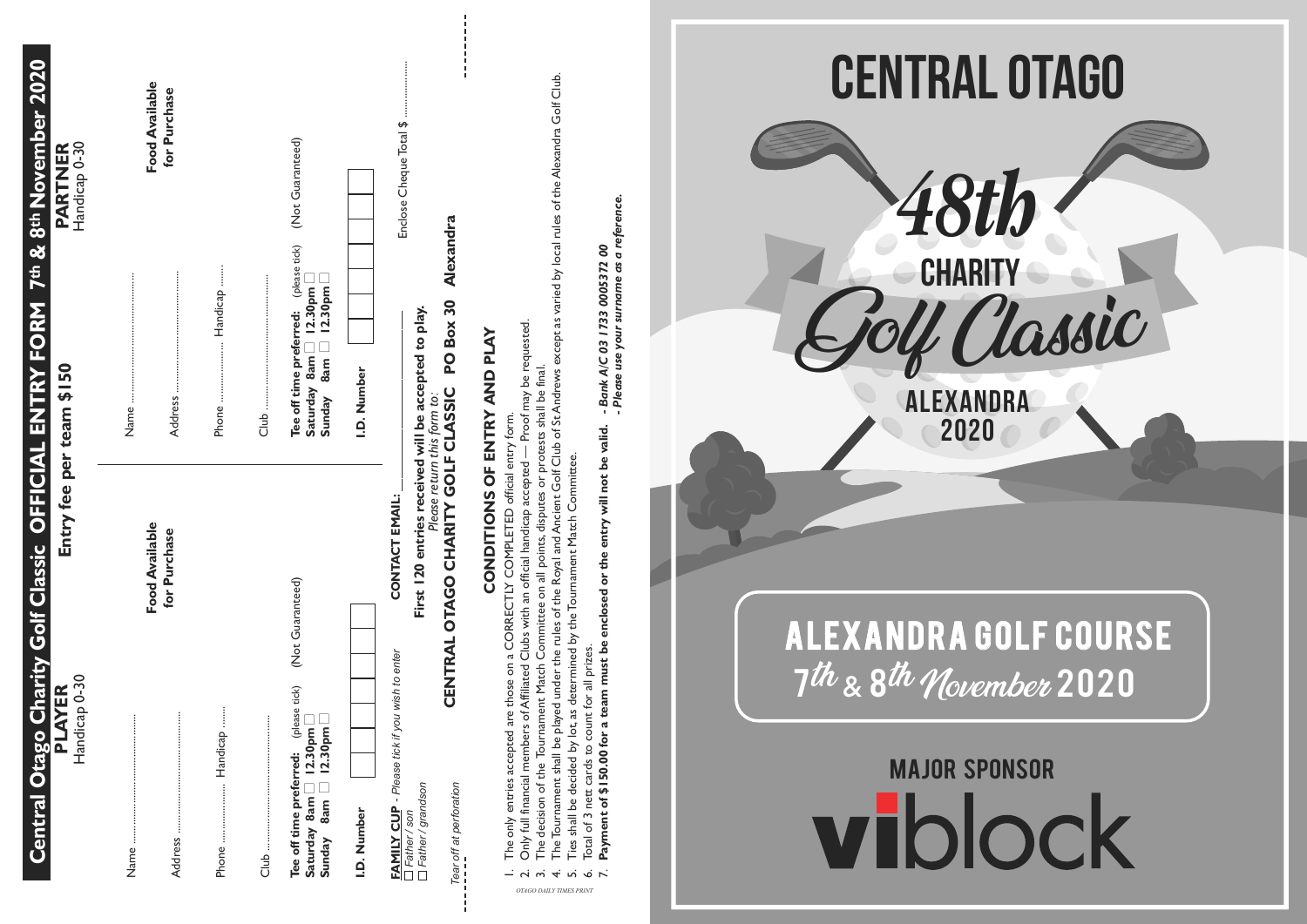# Central Otago

## 48th Charity Golf Classic

Alexandra 2020

## Alexandra Golf Course

7th & 8th November 2020

Major Sponsor

viblock

---

## Central Otago Charity Golf Classic OFFICIAL ENTRY FORM 7th & 8th November 2020

**Entry fee per team $150**

| **PLAYER** Handicap 0-30 | **PARTNER** Handicap 0-30 |
|---|---|
| Name ........................ | Name ........................ |
| Address ........................ | Address ........................ |
| Phone .................. Handicap ....... | Phone .................. Handicap ....... |
| Club ........................ | Club ........................ |
| **Tee off time preferred:** (please tick) (Not Guaranteed) | **Tee off time preferred:** (please tick) (Not Guaranteed) |
| **Saturday 8am** ☐ **12.30pm** ☐ | **Saturday 8am** ☐ **12.30pm** ☐ |
| **Sunday 8am** ☐ **12.30pm** ☐ | **Sunday 8am** ☐ **12.30pm** ☐ |
| **I.D. Number** ☐☐☐☐☐ | **I.D. Number** ☐☐☐☐☐ |
| **Food Available for Purchase** | **Food Available for Purchase** |

**FAMILY CUP** - *Please tick if you wish to enter*

☐ *Father / son*

☐ *Father / grandson*

**CONTACT EMAIL:** ____________________

Enclose Cheque Total $ ....................

**First 120 entries received will be accepted to play.**

*Please return this form to:*

**CENTRAL OTAGO CHARITY GOLF CLASSIC PO Box 30 Alexandra**

*Tear off at perforation*

### CONDITIONS OF ENTRY AND PLAY

1. The only entries accepted are those on a CORRECTLY COMPLETED official entry form.
2. Only full financial members of Affiliated Clubs with an official handicap accepted — Proof may be requested.
3. The decision of the Tournament Match Committee on all points, disputes or protests shall be final.
4. The Tournament shall be played under the rules of the Royal and Ancient Golf Club of St Andrews except as varied by local rules of the Alexandra Golf Club.
5. Ties shall be decided by lot, as determined by the Tournament Match Committee.
6. Total of 3 nett cards to count for all prizes.
7. **Payment of $150.00 for a team must be enclosed or the entry will not be valid.** *- Bank A/C 03 1733 0005372 00*
   *- Please use your surname as a reference.*

OTAGO DAILY TIMES PRINT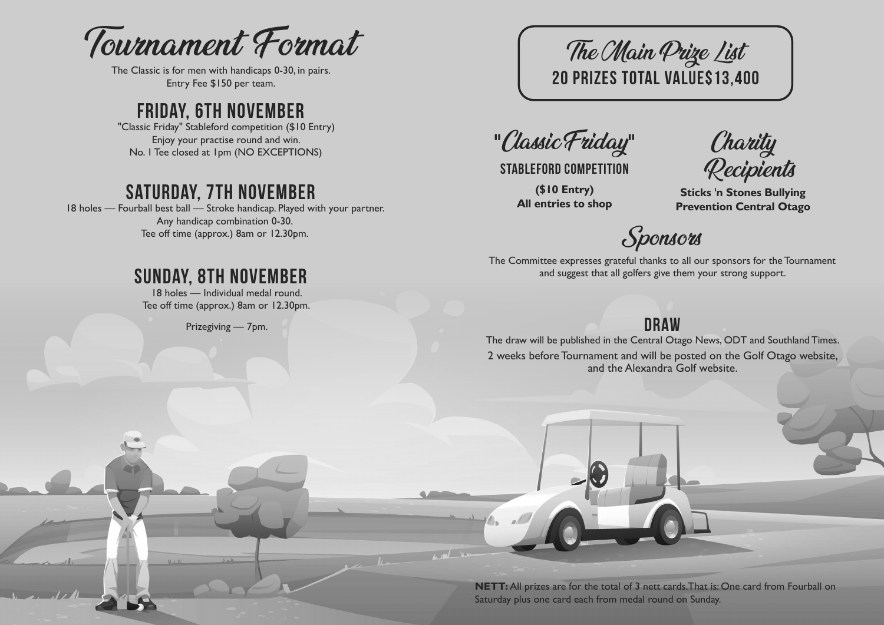# Tournament Format

The Classic is for men with handicaps 0-30, in pairs.
Entry Fee $150 per team.

## FRIDAY, 6TH NOVEMBER

"Classic Friday" Stableford competition ($10 Entry)
Enjoy your practise round and win.
No. 1 Tee closed at 1pm (NO EXCEPTIONS)

## SATURDAY, 7TH NOVEMBER

18 holes — Fourball best ball — Stroke handicap. Played with your partner.
Any handicap combination 0-30.
Tee off time (approx.) 8am or 12.30pm.

## SUNDAY, 8TH NOVEMBER

18 holes — Individual medal round.
Tee off time (approx.) 8am or 12.30pm.

Prizegiving — 7pm.

# The Main Prize List

**20 PRIZES TOTAL VALUE$13,400**

## "Classic Friday"

### STABLEFORD COMPETITION

**($10 Entry)**
**All entries to shop**

## Charity Recipients

**Sticks 'n Stones Bullying Prevention Central Otago**

## Sponsors

The Committee expresses grateful thanks to all our sponsors for the Tournament and suggest that all golfers give them your strong support.

## DRAW

The draw will be published in the Central Otago News, ODT and Southland Times.
2 weeks before Tournament and will be posted on the Golf Otago website, and the Alexandra Golf website.

**NETT:** All prizes are for the total of 3 nett cards. That is: One card from Fourball on Saturday plus one card each from medal round on Sunday.